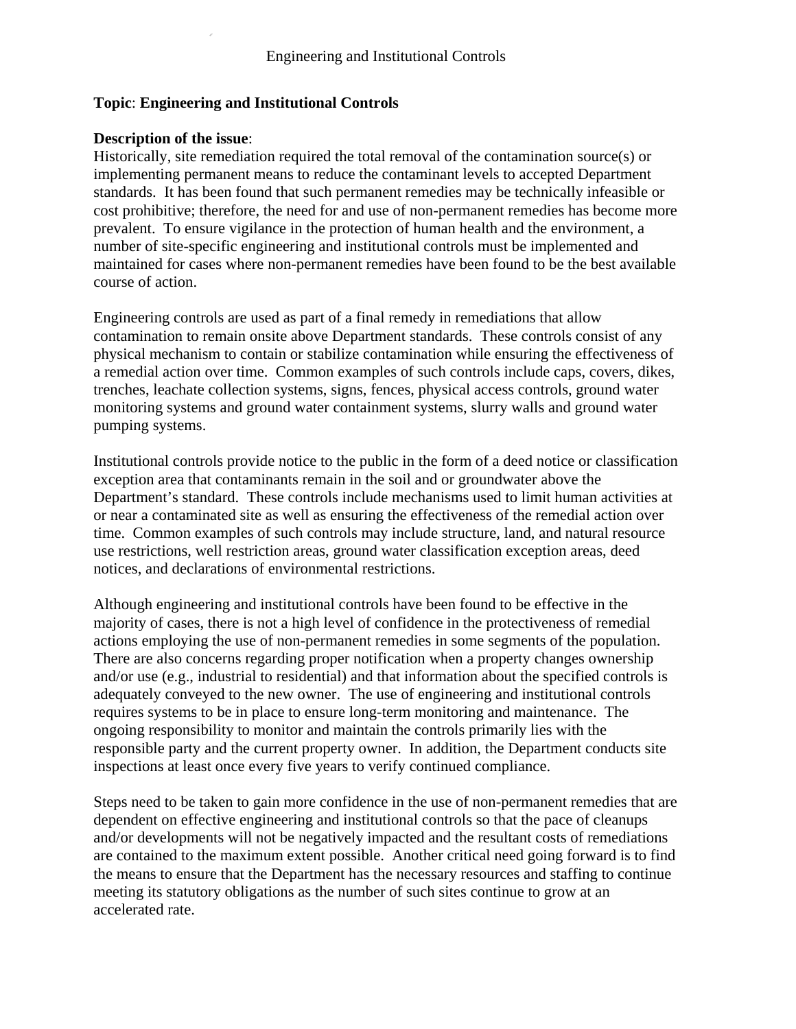Engineering and Institutional Controls

**Topic**: **Engineering and Institutional Controls**

**Description of the issue**:
Historically, site remediation required the total removal of the contamination source(s) or implementing permanent means to reduce the contaminant levels to accepted Department standards. It has been found that such permanent remedies may be technically infeasible or cost prohibitive; therefore, the need for and use of non-permanent remedies has become more prevalent. To ensure vigilance in the protection of human health and the environment, a number of site-specific engineering and institutional controls must be implemented and maintained for cases where non-permanent remedies have been found to be the best available course of action.

Engineering controls are used as part of a final remedy in remediations that allow contamination to remain onsite above Department standards. These controls consist of any physical mechanism to contain or stabilize contamination while ensuring the effectiveness of a remedial action over time. Common examples of such controls include caps, covers, dikes, trenches, leachate collection systems, signs, fences, physical access controls, ground water monitoring systems and ground water containment systems, slurry walls and ground water pumping systems.

Institutional controls provide notice to the public in the form of a deed notice or classification exception area that contaminants remain in the soil and or groundwater above the Department's standard. These controls include mechanisms used to limit human activities at or near a contaminated site as well as ensuring the effectiveness of the remedial action over time. Common examples of such controls may include structure, land, and natural resource use restrictions, well restriction areas, ground water classification exception areas, deed notices, and declarations of environmental restrictions.

Although engineering and institutional controls have been found to be effective in the majority of cases, there is not a high level of confidence in the protectiveness of remedial actions employing the use of non-permanent remedies in some segments of the population. There are also concerns regarding proper notification when a property changes ownership and/or use (e.g., industrial to residential) and that information about the specified controls is adequately conveyed to the new owner. The use of engineering and institutional controls requires systems to be in place to ensure long-term monitoring and maintenance. The ongoing responsibility to monitor and maintain the controls primarily lies with the responsible party and the current property owner. In addition, the Department conducts site inspections at least once every five years to verify continued compliance.

Steps need to be taken to gain more confidence in the use of non-permanent remedies that are dependent on effective engineering and institutional controls so that the pace of cleanups and/or developments will not be negatively impacted and the resultant costs of remediations are contained to the maximum extent possible. Another critical need going forward is to find the means to ensure that the Department has the necessary resources and staffing to continue meeting its statutory obligations as the number of such sites continue to grow at an accelerated rate.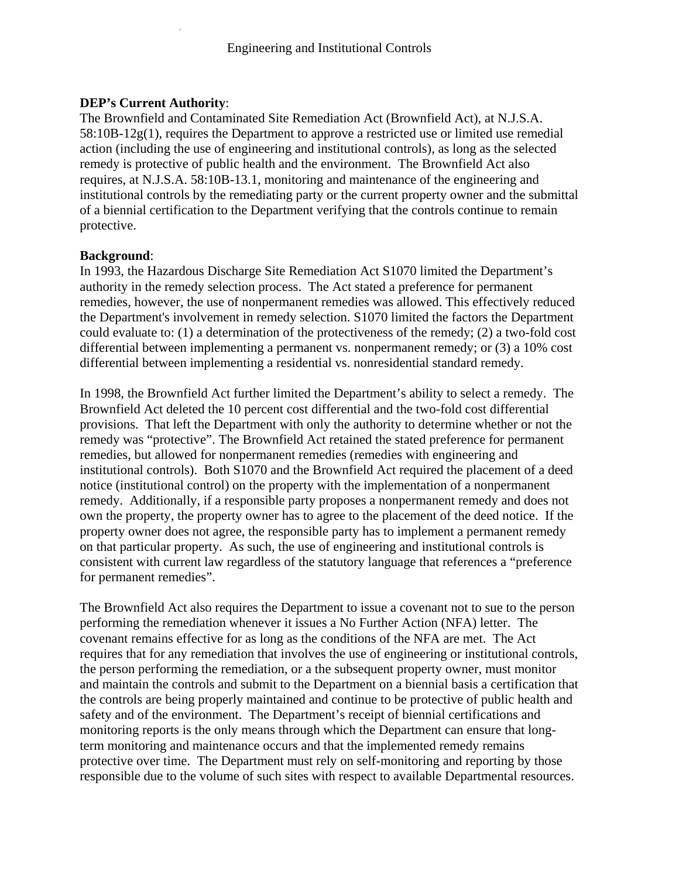Engineering and Institutional Controls

**DEP's Current Authority**:
The Brownfield and Contaminated Site Remediation Act (Brownfield Act), at N.J.S.A. 58:10B-12g(1), requires the Department to approve a restricted use or limited use remedial action (including the use of engineering and institutional controls), as long as the selected remedy is protective of public health and the environment. The Brownfield Act also requires, at N.J.S.A. 58:10B-13.1, monitoring and maintenance of the engineering and institutional controls by the remediating party or the current property owner and the submittal of a biennial certification to the Department verifying that the controls continue to remain protective.

**Background**:
In 1993, the Hazardous Discharge Site Remediation Act S1070 limited the Department's authority in the remedy selection process. The Act stated a preference for permanent remedies, however, the use of nonpermanent remedies was allowed. This effectively reduced the Department's involvement in remedy selection. S1070 limited the factors the Department could evaluate to: (1) a determination of the protectiveness of the remedy; (2) a two-fold cost differential between implementing a permanent vs. nonpermanent remedy; or (3) a 10% cost differential between implementing a residential vs. nonresidential standard remedy.

In 1998, the Brownfield Act further limited the Department's ability to select a remedy. The Brownfield Act deleted the 10 percent cost differential and the two-fold cost differential provisions. That left the Department with only the authority to determine whether or not the remedy was "protective". The Brownfield Act retained the stated preference for permanent remedies, but allowed for nonpermanent remedies (remedies with engineering and institutional controls). Both S1070 and the Brownfield Act required the placement of a deed notice (institutional control) on the property with the implementation of a nonpermanent remedy. Additionally, if a responsible party proposes a nonpermanent remedy and does not own the property, the property owner has to agree to the placement of the deed notice. If the property owner does not agree, the responsible party has to implement a permanent remedy on that particular property. As such, the use of engineering and institutional controls is consistent with current law regardless of the statutory language that references a "preference for permanent remedies".

The Brownfield Act also requires the Department to issue a covenant not to sue to the person performing the remediation whenever it issues a No Further Action (NFA) letter. The covenant remains effective for as long as the conditions of the NFA are met. The Act requires that for any remediation that involves the use of engineering or institutional controls, the person performing the remediation, or a the subsequent property owner, must monitor and maintain the controls and submit to the Department on a biennial basis a certification that the controls are being properly maintained and continue to be protective of public health and safety and of the environment. The Department's receipt of biennial certifications and monitoring reports is the only means through which the Department can ensure that long-term monitoring and maintenance occurs and that the implemented remedy remains protective over time. The Department must rely on self-monitoring and reporting by those responsible due to the volume of such sites with respect to available Departmental resources.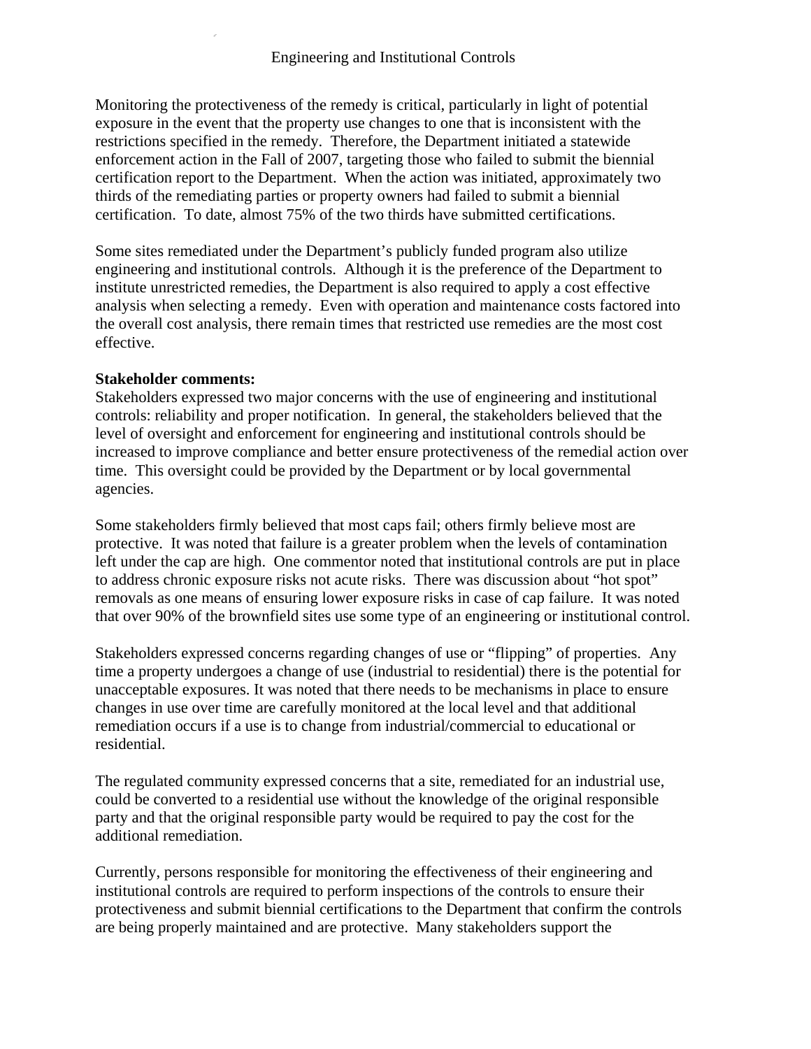Engineering and Institutional Controls

Monitoring the protectiveness of the remedy is critical, particularly in light of potential exposure in the event that the property use changes to one that is inconsistent with the restrictions specified in the remedy. Therefore, the Department initiated a statewide enforcement action in the Fall of 2007, targeting those who failed to submit the biennial certification report to the Department. When the action was initiated, approximately two thirds of the remediating parties or property owners had failed to submit a biennial certification. To date, almost 75% of the two thirds have submitted certifications.

Some sites remediated under the Department's publicly funded program also utilize engineering and institutional controls. Although it is the preference of the Department to institute unrestricted remedies, the Department is also required to apply a cost effective analysis when selecting a remedy. Even with operation and maintenance costs factored into the overall cost analysis, there remain times that restricted use remedies are the most cost effective.

**Stakeholder comments:**
Stakeholders expressed two major concerns with the use of engineering and institutional controls: reliability and proper notification. In general, the stakeholders believed that the level of oversight and enforcement for engineering and institutional controls should be increased to improve compliance and better ensure protectiveness of the remedial action over time. This oversight could be provided by the Department or by local governmental agencies.

Some stakeholders firmly believed that most caps fail; others firmly believe most are protective. It was noted that failure is a greater problem when the levels of contamination left under the cap are high. One commentor noted that institutional controls are put in place to address chronic exposure risks not acute risks. There was discussion about "hot spot" removals as one means of ensuring lower exposure risks in case of cap failure. It was noted that over 90% of the brownfield sites use some type of an engineering or institutional control.

Stakeholders expressed concerns regarding changes of use or "flipping" of properties. Any time a property undergoes a change of use (industrial to residential) there is the potential for unacceptable exposures. It was noted that there needs to be mechanisms in place to ensure changes in use over time are carefully monitored at the local level and that additional remediation occurs if a use is to change from industrial/commercial to educational or residential.

The regulated community expressed concerns that a site, remediated for an industrial use, could be converted to a residential use without the knowledge of the original responsible party and that the original responsible party would be required to pay the cost for the additional remediation.

Currently, persons responsible for monitoring the effectiveness of their engineering and institutional controls are required to perform inspections of the controls to ensure their protectiveness and submit biennial certifications to the Department that confirm the controls are being properly maintained and are protective. Many stakeholders support the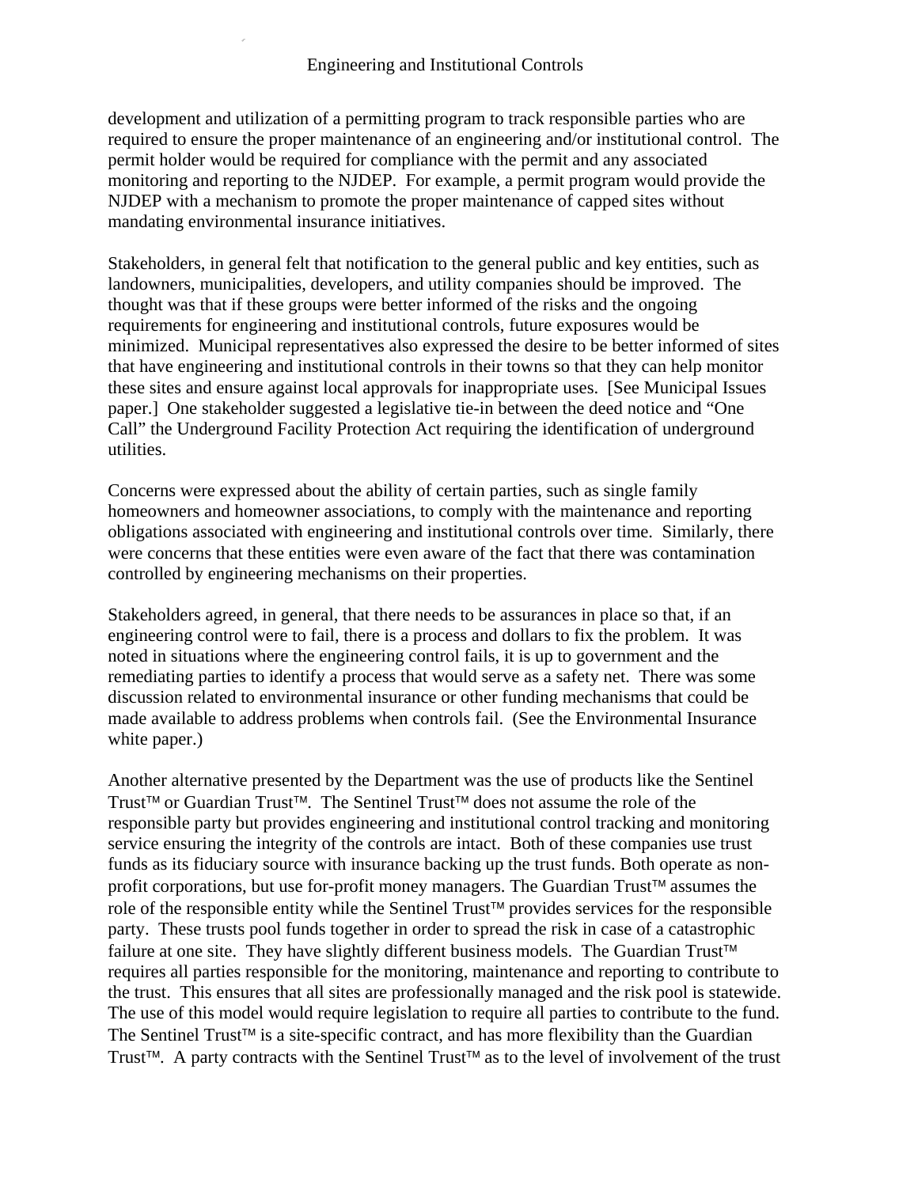development and utilization of a permitting program to track responsible parties who are required to ensure the proper maintenance of an engineering and/or institutional control. The permit holder would be required for compliance with the permit and any associated monitoring and reporting to the NJDEP. For example, a permit program would provide the NJDEP with a mechanism to promote the proper maintenance of capped sites without mandating environmental insurance initiatives.

Stakeholders, in general felt that notification to the general public and key entities, such as landowners, municipalities, developers, and utility companies should be improved. The thought was that if these groups were better informed of the risks and the ongoing requirements for engineering and institutional controls, future exposures would be minimized. Municipal representatives also expressed the desire to be better informed of sites that have engineering and institutional controls in their towns so that they can help monitor these sites and ensure against local approvals for inappropriate uses. [See Municipal Issues paper.] One stakeholder suggested a legislative tie-in between the deed notice and "One Call" the Underground Facility Protection Act requiring the identification of underground utilities.

Concerns were expressed about the ability of certain parties, such as single family homeowners and homeowner associations, to comply with the maintenance and reporting obligations associated with engineering and institutional controls over time. Similarly, there were concerns that these entities were even aware of the fact that there was contamination controlled by engineering mechanisms on their properties.

Stakeholders agreed, in general, that there needs to be assurances in place so that, if an engineering control were to fail, there is a process and dollars to fix the problem. It was noted in situations where the engineering control fails, it is up to government and the remediating parties to identify a process that would serve as a safety net. There was some discussion related to environmental insurance or other funding mechanisms that could be made available to address problems when controls fail. (See the Environmental Insurance white paper.)

Another alternative presented by the Department was the use of products like the Sentinel Trust™ or Guardian Trust™. The Sentinel Trust™ does not assume the role of the responsible party but provides engineering and institutional control tracking and monitoring service ensuring the integrity of the controls are intact. Both of these companies use trust funds as its fiduciary source with insurance backing up the trust funds. Both operate as non-profit corporations, but use for-profit money managers. The Guardian Trust™ assumes the role of the responsible entity while the Sentinel Trust™ provides services for the responsible party. These trusts pool funds together in order to spread the risk in case of a catastrophic failure at one site. They have slightly different business models. The Guardian Trust™ requires all parties responsible for the monitoring, maintenance and reporting to contribute to the trust. This ensures that all sites are professionally managed and the risk pool is statewide. The use of this model would require legislation to require all parties to contribute to the fund. The Sentinel Trust™ is a site-specific contract, and has more flexibility than the Guardian Trust™. A party contracts with the Sentinel Trust™ as to the level of involvement of the trust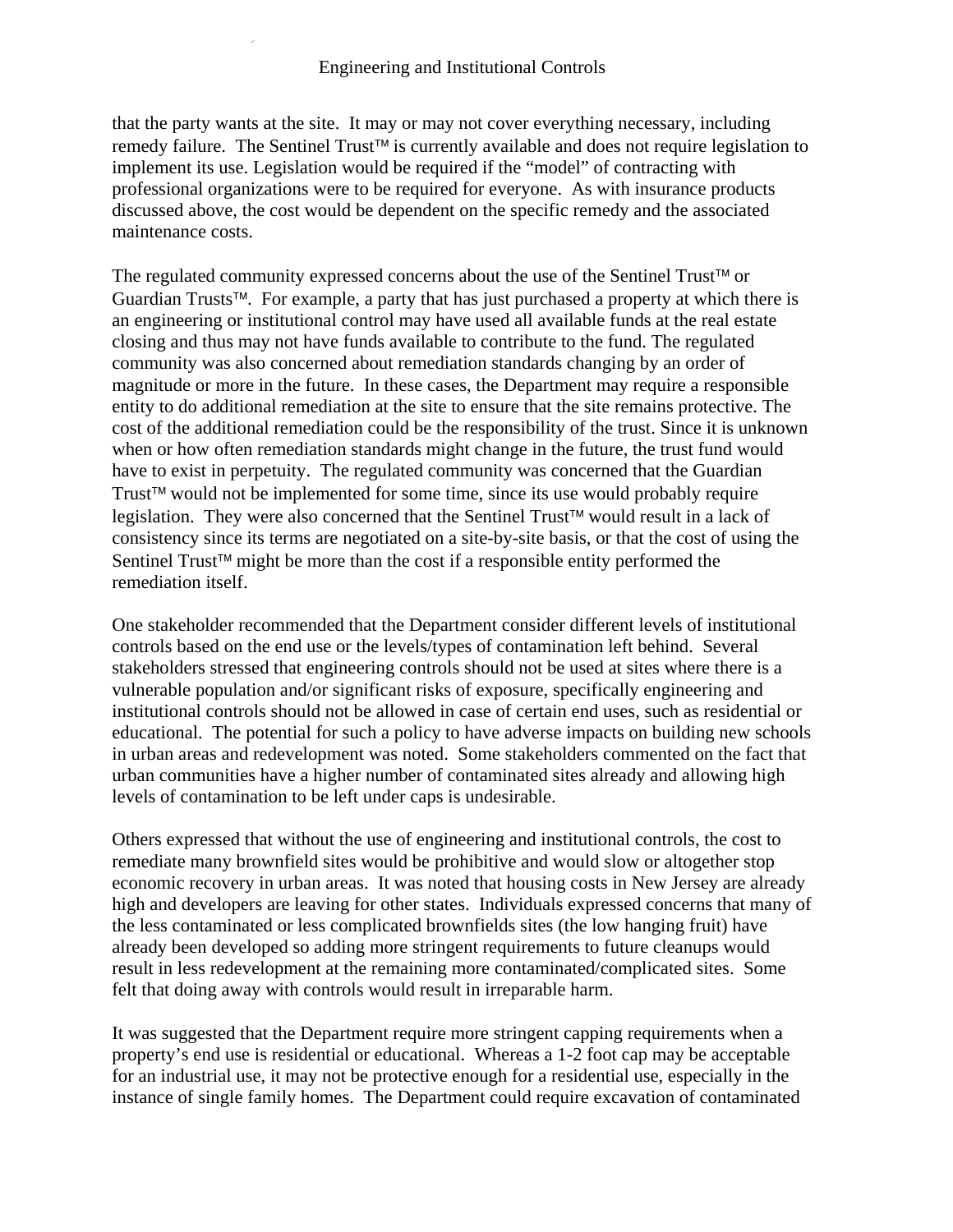that the party wants at the site. It may or may not cover everything necessary, including remedy failure. The Sentinel Trust™ is currently available and does not require legislation to implement its use. Legislation would be required if the "model" of contracting with professional organizations were to be required for everyone. As with insurance products discussed above, the cost would be dependent on the specific remedy and the associated maintenance costs.

The regulated community expressed concerns about the use of the Sentinel Trust™ or Guardian Trusts™. For example, a party that has just purchased a property at which there is an engineering or institutional control may have used all available funds at the real estate closing and thus may not have funds available to contribute to the fund. The regulated community was also concerned about remediation standards changing by an order of magnitude or more in the future. In these cases, the Department may require a responsible entity to do additional remediation at the site to ensure that the site remains protective. The cost of the additional remediation could be the responsibility of the trust. Since it is unknown when or how often remediation standards might change in the future, the trust fund would have to exist in perpetuity. The regulated community was concerned that the Guardian Trust™ would not be implemented for some time, since its use would probably require legislation. They were also concerned that the Sentinel Trust™ would result in a lack of consistency since its terms are negotiated on a site-by-site basis, or that the cost of using the Sentinel Trust™ might be more than the cost if a responsible entity performed the remediation itself.

One stakeholder recommended that the Department consider different levels of institutional controls based on the end use or the levels/types of contamination left behind. Several stakeholders stressed that engineering controls should not be used at sites where there is a vulnerable population and/or significant risks of exposure, specifically engineering and institutional controls should not be allowed in case of certain end uses, such as residential or educational. The potential for such a policy to have adverse impacts on building new schools in urban areas and redevelopment was noted. Some stakeholders commented on the fact that urban communities have a higher number of contaminated sites already and allowing high levels of contamination to be left under caps is undesirable.

Others expressed that without the use of engineering and institutional controls, the cost to remediate many brownfield sites would be prohibitive and would slow or altogether stop economic recovery in urban areas. It was noted that housing costs in New Jersey are already high and developers are leaving for other states. Individuals expressed concerns that many of the less contaminated or less complicated brownfields sites (the low hanging fruit) have already been developed so adding more stringent requirements to future cleanups would result in less redevelopment at the remaining more contaminated/complicated sites. Some felt that doing away with controls would result in irreparable harm.

It was suggested that the Department require more stringent capping requirements when a property's end use is residential or educational. Whereas a 1-2 foot cap may be acceptable for an industrial use, it may not be protective enough for a residential use, especially in the instance of single family homes. The Department could require excavation of contaminated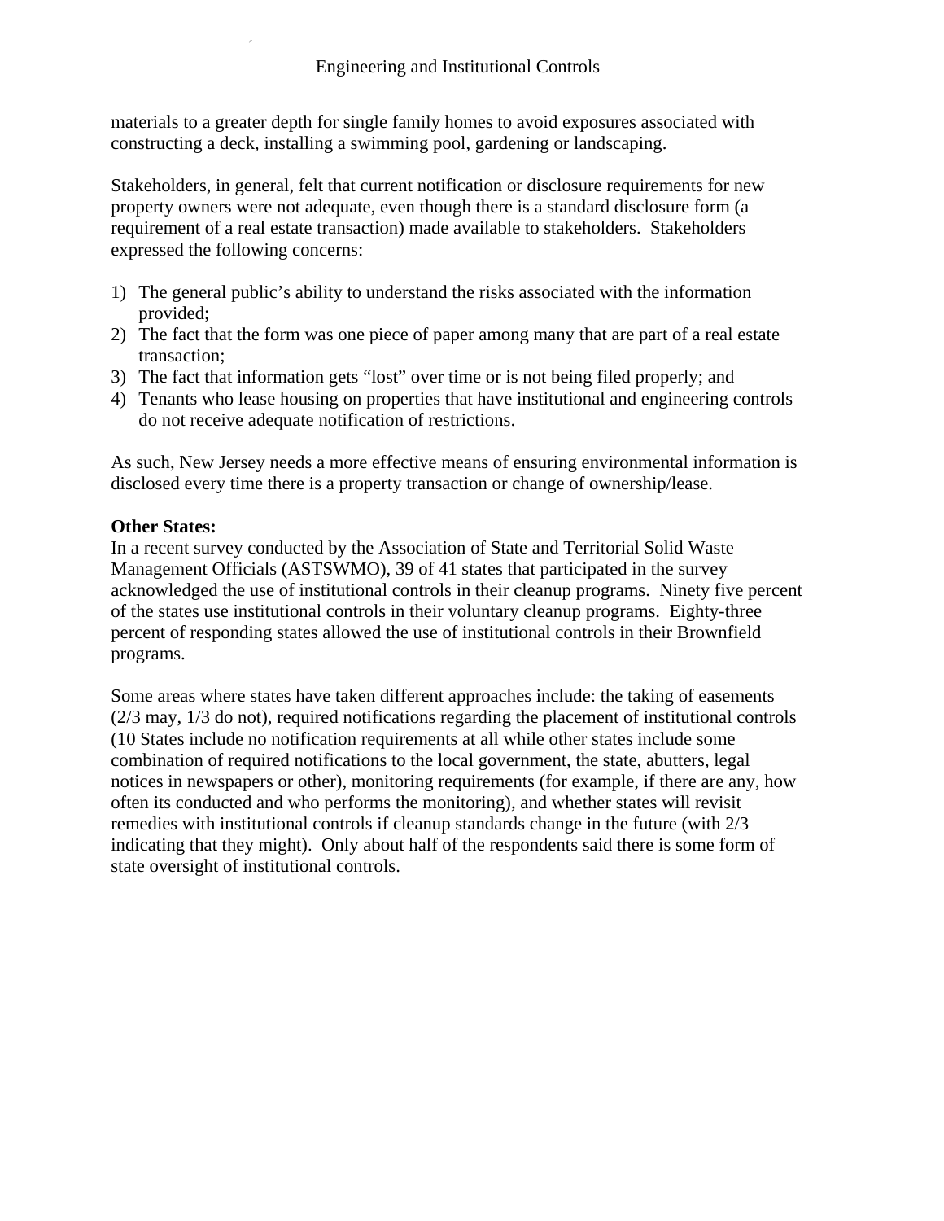materials to a greater depth for single family homes to avoid exposures associated with constructing a deck, installing a swimming pool, gardening or landscaping.

Stakeholders, in general, felt that current notification or disclosure requirements for new property owners were not adequate, even though there is a standard disclosure form (a requirement of a real estate transaction) made available to stakeholders. Stakeholders expressed the following concerns:

1) The general public's ability to understand the risks associated with the information provided;
2) The fact that the form was one piece of paper among many that are part of a real estate transaction;
3) The fact that information gets "lost" over time or is not being filed properly; and
4) Tenants who lease housing on properties that have institutional and engineering controls do not receive adequate notification of restrictions.

As such, New Jersey needs a more effective means of ensuring environmental information is disclosed every time there is a property transaction or change of ownership/lease.

**Other States:**
In a recent survey conducted by the Association of State and Territorial Solid Waste Management Officials (ASTSWMO), 39 of 41 states that participated in the survey acknowledged the use of institutional controls in their cleanup programs. Ninety five percent of the states use institutional controls in their voluntary cleanup programs. Eighty-three percent of responding states allowed the use of institutional controls in their Brownfield programs.

Some areas where states have taken different approaches include: the taking of easements (2/3 may, 1/3 do not), required notifications regarding the placement of institutional controls (10 States include no notification requirements at all while other states include some combination of required notifications to the local government, the state, abutters, legal notices in newspapers or other), monitoring requirements (for example, if there are any, how often its conducted and who performs the monitoring), and whether states will revisit remedies with institutional controls if cleanup standards change in the future (with 2/3 indicating that they might). Only about half of the respondents said there is some form of state oversight of institutional controls.